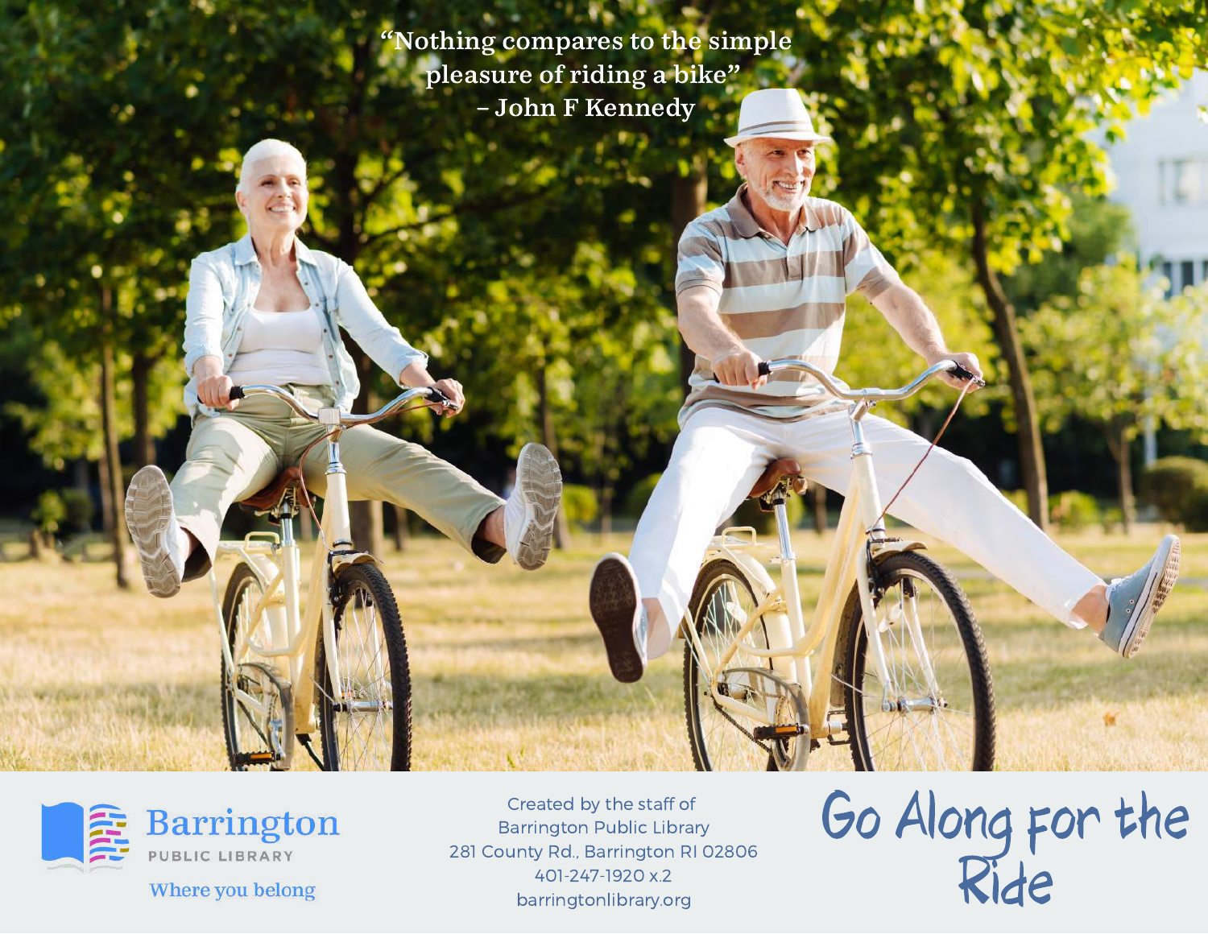"Nothing compares to the simple pleasure of riding a bike"
– John F Kennedy

Barrington
PUBLIC LIBRARY
Where you belong

Created by the staff of
Barrington Public Library
281 County Rd., Barrington RI 02806
401-247-1920 x.2
barringtonlibrary.org

# Go Along for the Ride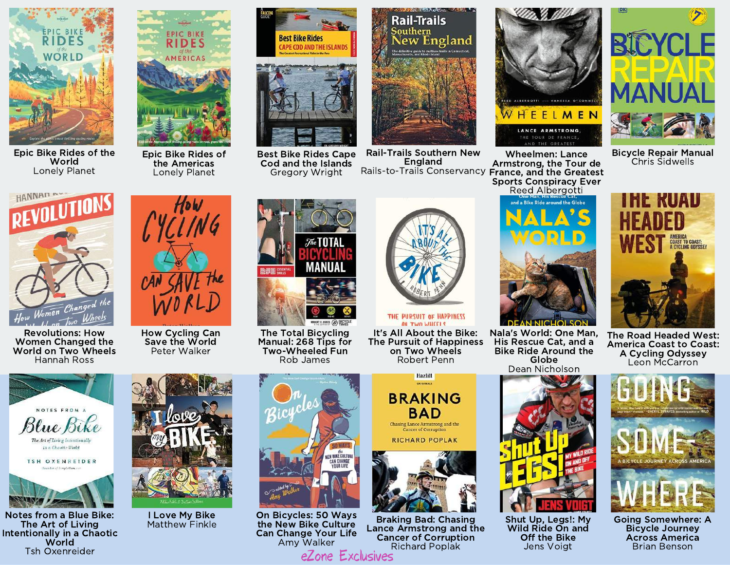Epic Bike Rides of the World
Lonely Planet

Epic Bike Rides of the Americas
Lonely Planet

Best Bike Rides Cape Cod and the Islands
Gregory Wright

Rail-Trails Southern New England
Rails-to-Trails Conservancy

Wheelmen: Lance Armstrong, the Tour de France, and the Greatest Sports Conspiracy Ever
Reed Albergotti

Bicycle Repair Manual
Chris Sidwells

Revolutions: How Women Changed the World on Two Wheels
Hannah Ross

How Cycling Can Save the World
Peter Walker

The Total Bicycling Manual: 268 Tips for Two-Wheeled Fun
Rob James

It's All About the Bike: The Pursuit of Happiness on Two Wheels
Robert Penn

Nala's World: One Man, His Rescue Cat, and a Bike Ride Around the Globe
Dean Nicholson

The Road Headed West: America Coast to Coast: A Cycling Odyssey
Leon McCarron

Notes from a Blue Bike: The Art of Living Intentionally in a Chaotic World
Tsh Oxenreider

I Love My Bike
Matthew Finkle

On Bicycles: 50 Ways the New Bike Culture Can Change Your Life
Amy Walker

Braking Bad: Chasing Lance Armstrong and the Cancer of Corruption
Richard Poplak

Shut Up, Legs!: My Wild Ride On and Off the Bike
Jens Voigt

Going Somewhere: A Bicycle Journey Across America
Brian Benson

eZone Exclusives